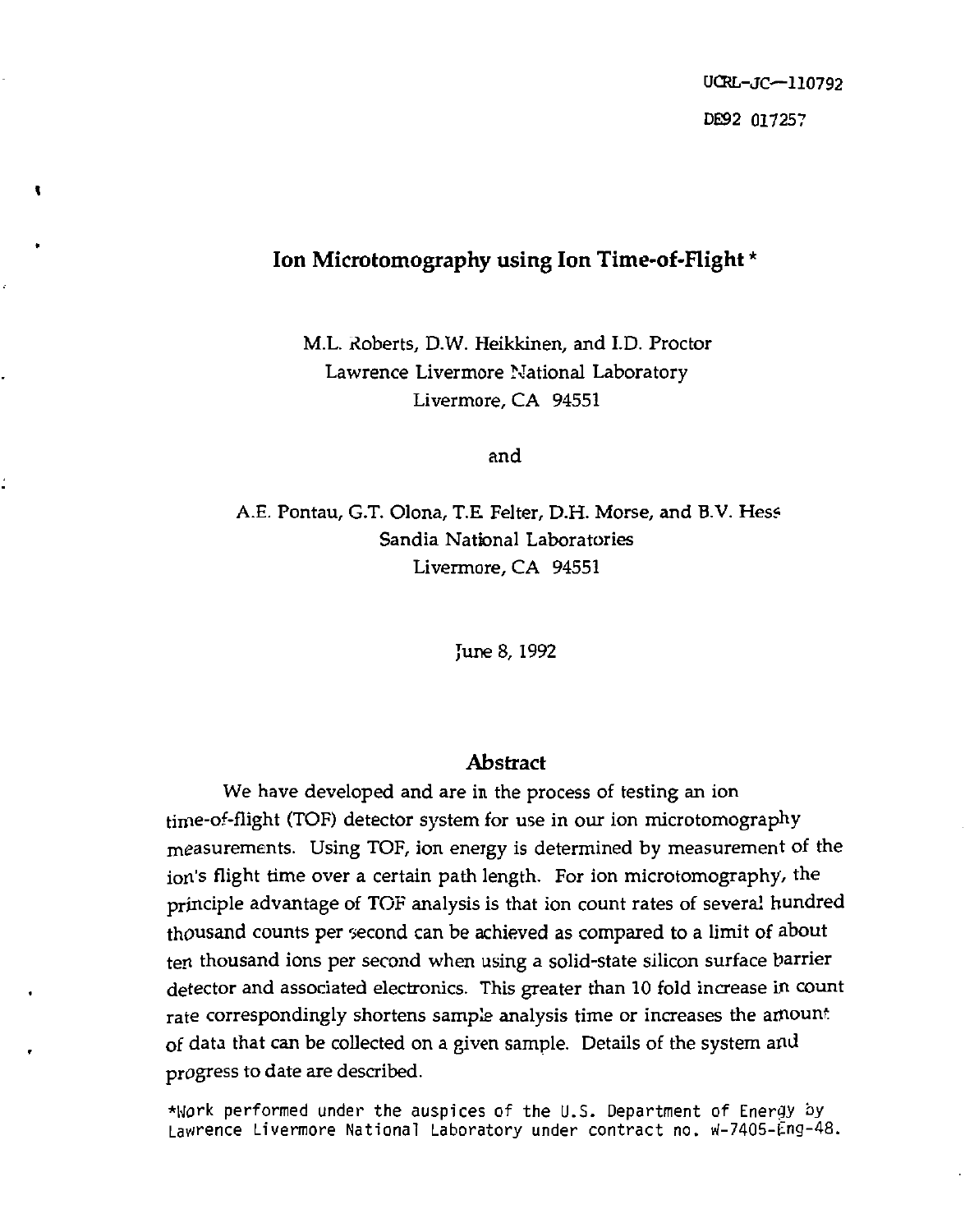UCRL-JC—110792

DE92 017257

# Ion Microtomography using Ion Time-of-Flight *

M.L. Roberts, D.W. Heikkinen, and I.D. Proctor
Lawrence Livermore National Laboratory
Livermore, CA 94551

and

A.E. Pontau, G.T. Olona, T.E. Felter, D.H. Morse, and B.V. Hess
Sandia National Laboratories
Livermore, CA 94551

June 8, 1992

## Abstract

We have developed and are in the process of testing an ion time-of-flight (TOF) detector system for use in our ion microtomography measurements. Using TOF, ion energy is determined by measurement of the ion's flight time over a certain path length. For ion microtomography, the principle advantage of TOF analysis is that ion count rates of several hundred thousand counts per second can be achieved as compared to a limit of about ten thousand ions per second when using a solid-state silicon surface barrier detector and associated electronics. This greater than 10 fold increase in count rate correspondingly shortens sample analysis time or increases the amount of data that can be collected on a given sample. Details of the system and progress to date are described.

*Work performed under the auspices of the U.S. Department of Energy by Lawrence Livermore National Laboratory under contract no. W-7405-Eng-48.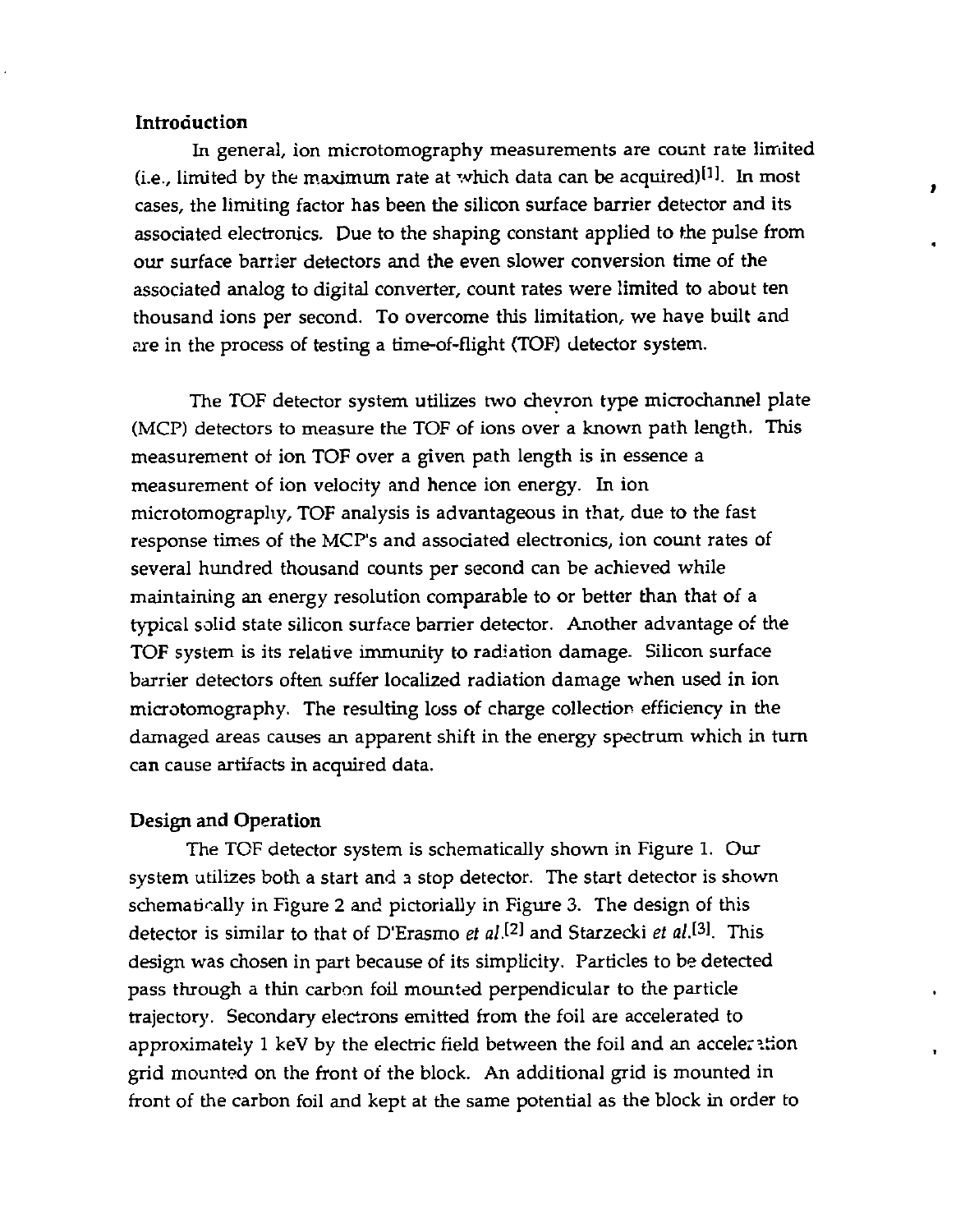## Introduction

In general, ion microtomography measurements are count rate limited (i.e., limited by the maximum rate at which data can be acquired)[1]. In most cases, the limiting factor has been the silicon surface barrier detector and its associated electronics. Due to the shaping constant applied to the pulse from our surface barrier detectors and the even slower conversion time of the associated analog to digital converter, count rates were limited to about ten thousand ions per second. To overcome this limitation, we have built and are in the process of testing a time-of-flight (TOF) detector system.

The TOF detector system utilizes two chevron type microchannel plate (MCP) detectors to measure the TOF of ions over a known path length. This measurement of ion TOF over a given path length is in essence a measurement of ion velocity and hence ion energy. In ion microtomography, TOF analysis is advantageous in that, due to the fast response times of the MCP's and associated electronics, ion count rates of several hundred thousand counts per second can be achieved while maintaining an energy resolution comparable to or better than that of a typical solid state silicon surface barrier detector. Another advantage of the TOF system is its relative immunity to radiation damage. Silicon surface barrier detectors often suffer localized radiation damage when used in ion microtomography. The resulting loss of charge collection efficiency in the damaged areas causes an apparent shift in the energy spectrum which in turn can cause artifacts in acquired data.

## Design and Operation

The TOF detector system is schematically shown in Figure 1. Our system utilizes both a start and a stop detector. The start detector is shown schematically in Figure 2 and pictorially in Figure 3. The design of this detector is similar to that of D'Erasmo *et al.*[2] and Starzecki *et al.*[3]. This design was chosen in part because of its simplicity. Particles to be detected pass through a thin carbon foil mounted perpendicular to the particle trajectory. Secondary electrons emitted from the foil are accelerated to approximately 1 keV by the electric field between the foil and an acceleration grid mounted on the front of the block. An additional grid is mounted in front of the carbon foil and kept at the same potential as the block in order to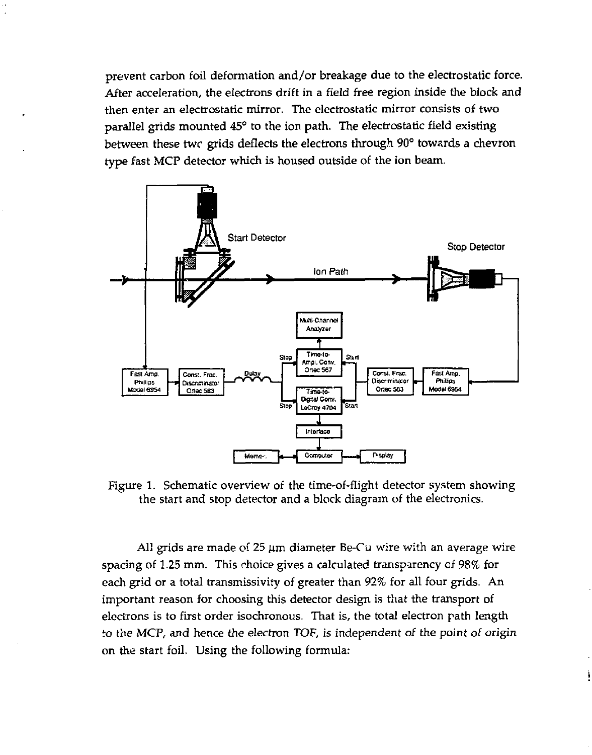prevent carbon foil deformation and/or breakage due to the electrostatic force. After acceleration, the electrons drift in a field free region inside the block and then enter an electrostatic mirror. The electrostatic mirror consists of two parallel grids mounted 45° to the ion path. The electrostatic field existing between these two grids deflects the electrons through 90° towards a chevron type fast MCP detector which is housed outside of the ion beam.

Start Detector

Stop Detector

Ion Path

Multi-Channel Analyzer

Stop

Time-to-Ampl. Conv. Ortec 567

Start

Fast Amp. Phillips Model 6954

Const. Frac. Discriminator Ortec 583

Delay

Time-to-Digital Conv. LeCroy 4704

Stop

Start

Const. Frac. Discriminator Ortec 583

Fast Amp. Philips Model 6954

Interface

Memory

Computer

Display

Figure 1. Schematic overview of the time-of-flight detector system showing the start and stop detector and a block diagram of the electronics.

All grids are made of 25 μm diameter Be-Cu wire with an average wire spacing of 1.25 mm. This choice gives a calculated transparency of 98% for each grid or a total transmissivity of greater than 92% for all four grids. An important reason for choosing this detector design is that the transport of electrons is to first order isochronous. That is, the total electron path length to the MCP, and hence the electron TOF, is independent of the point of origin on the start foil. Using the following formula: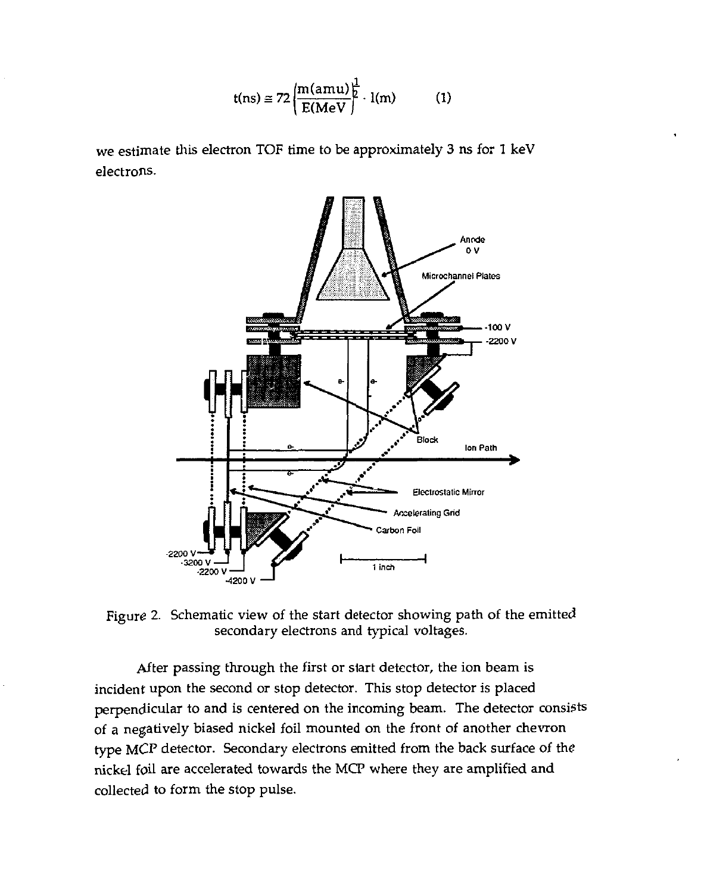$$t(\text{ns}) \cong 72\left\{\frac{m(\text{amu})}{E(\text{MeV})}\right\}^{\frac{1}{2}} \cdot l(\text{m}) \qquad (1)$$

we estimate this electron TOF time to be approximately 3 ns for 1 keV electrons.

Anode
0 V
Microchannel Plates
-100 V
-2200 V
e-
e-
Block
Ion Path
e-
e-
Electrostatic Mirror
Accelerating Grid
Carbon Foil
-2200 V
-3200 V
-2200 V
-4200 V
1 inch

Figure 2. Schematic view of the start detector showing path of the emitted secondary electrons and typical voltages.

After passing through the first or start detector, the ion beam is incident upon the second or stop detector. This stop detector is placed perpendicular to and is centered on the incoming beam. The detector consists of a negatively biased nickel foil mounted on the front of another chevron type MCP detector. Secondary electrons emitted from the back surface of the nickel foil are accelerated towards the MCP where they are amplified and collected to form the stop pulse.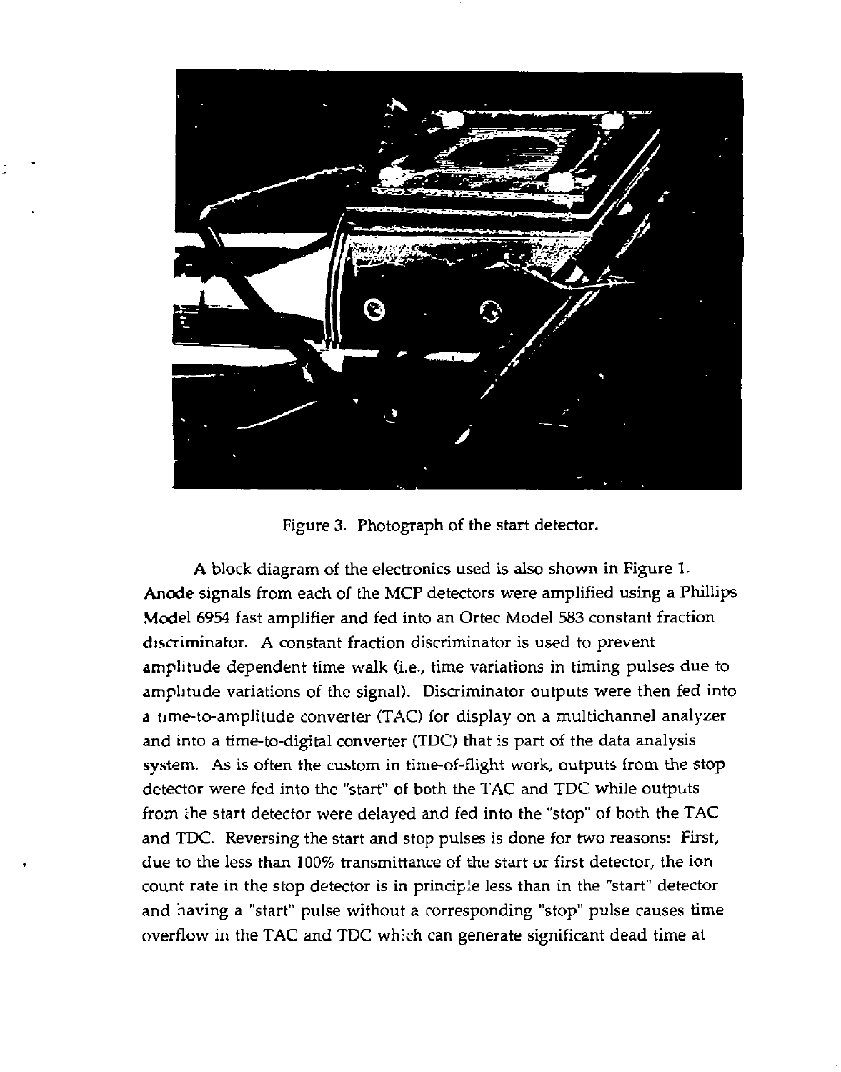Figure 3. Photograph of the start detector.

A block diagram of the electronics used is also shown in Figure 1. Anode signals from each of the MCP detectors were amplified using a Phillips Model 6954 fast amplifier and fed into an Ortec Model 583 constant fraction discriminator. A constant fraction discriminator is used to prevent amplitude dependent time walk (i.e., time variations in timing pulses due to amplitude variations of the signal). Discriminator outputs were then fed into a time-to-amplitude converter (TAC) for display on a multichannel analyzer and into a time-to-digital converter (TDC) that is part of the data analysis system. As is often the custom in time-of-flight work, outputs from the stop detector were fed into the "start" of both the TAC and TDC while outputs from the start detector were delayed and fed into the "stop" of both the TAC and TDC. Reversing the start and stop pulses is done for two reasons: First, due to the less than 100% transmittance of the start or first detector, the ion count rate in the stop detector is in principle less than in the "start" detector and having a "start" pulse without a corresponding "stop" pulse causes time overflow in the TAC and TDC which can generate significant dead time at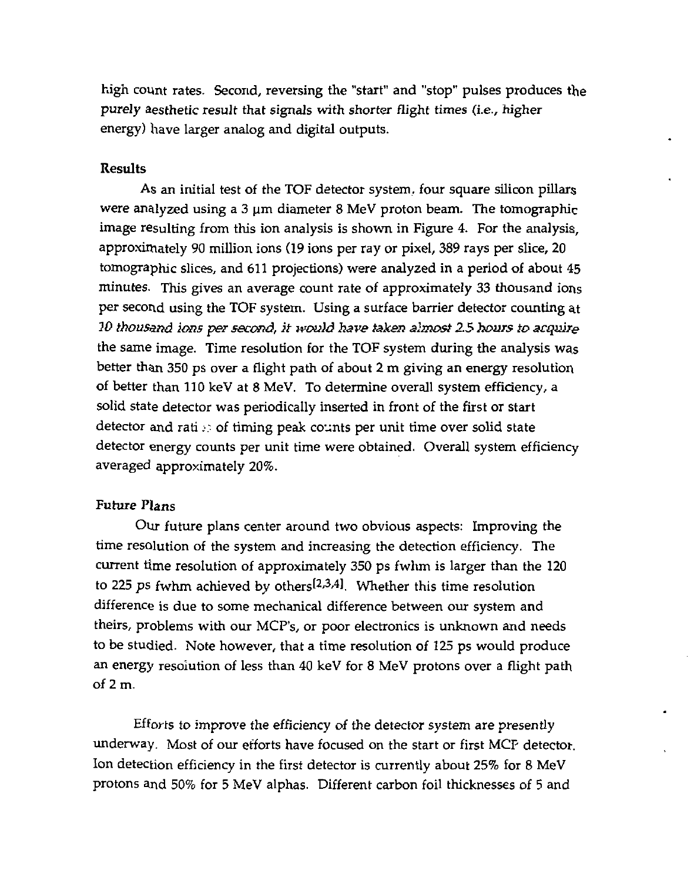high count rates. Second, reversing the "start" and "stop" pulses produces the purely aesthetic result that signals with shorter flight times (i.e., higher energy) have larger analog and digital outputs.

## Results

As an initial test of the TOF detector system, four square silicon pillars were analyzed using a 3 μm diameter 8 MeV proton beam. The tomographic image resulting from this ion analysis is shown in Figure 4. For the analysis, approximately 90 million ions (19 ions per ray or pixel, 389 rays per slice, 20 tomographic slices, and 611 projections) were analyzed in a period of about 45 minutes. This gives an average count rate of approximately 33 thousand ions per second using the TOF system. Using a surface barrier detector counting at 10 thousand ions per second, it would have taken almost 2.5 hours to acquire the same image. Time resolution for the TOF system during the analysis was better than 350 ps over a flight path of about 2 m giving an energy resolution of better than 110 keV at 8 MeV. To determine overall system efficiency, a solid state detector was periodically inserted in front of the first or start detector and ratios of timing peak counts per unit time over solid state detector energy counts per unit time were obtained. Overall system efficiency averaged approximately 20%.

## Future Plans

Our future plans center around two obvious aspects: Improving the time resolution of the system and increasing the detection efficiency. The current time resolution of approximately 350 ps fwhm is larger than the 120 to 225 ps fwhm achieved by others[2,3,4]. Whether this time resolution difference is due to some mechanical difference between our system and theirs, problems with our MCP's, or poor electronics is unknown and needs to be studied. Note however, that a time resolution of 125 ps would produce an energy resolution of less than 40 keV for 8 MeV protons over a flight path of 2 m.

Efforts to improve the efficiency of the detector system are presently underway. Most of our efforts have focused on the start or first MCP detector. Ion detection efficiency in the first detector is currently about 25% for 8 MeV protons and 50% for 5 MeV alphas. Different carbon foil thicknesses of 5 and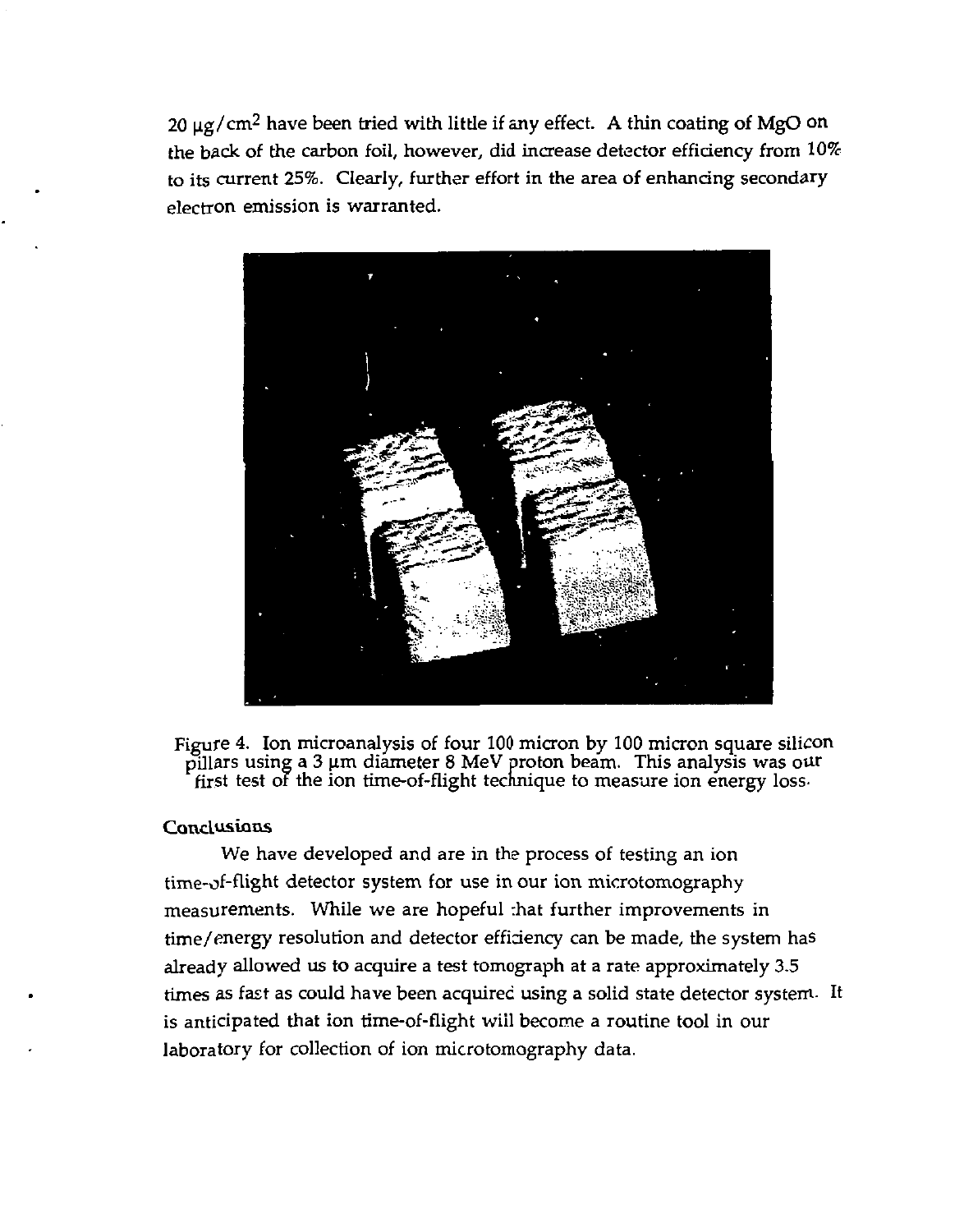$20\ \mu g/cm^2$ have been tried with little if any effect. A thin coating of MgO on the back of the carbon foil, however, did increase detector efficiency from 10% to its current 25%. Clearly, further effort in the area of enhancing secondary electron emission is warranted.

Figure 4. Ion microanalysis of four 100 micron by 100 micron square silicon pillars using a 3 μm diameter 8 MeV proton beam. This analysis was our first test of the ion time-of-flight technique to measure ion energy loss.

## Conclusions

We have developed and are in the process of testing an ion time-of-flight detector system for use in our ion microtomography measurements. While we are hopeful that further improvements in time/energy resolution and detector efficiency can be made, the system has already allowed us to acquire a test tomograph at a rate approximately 3.5 times as fast as could have been acquired using a solid state detector system. It is anticipated that ion time-of-flight will become a routine tool in our laboratory for collection of ion microtomography data.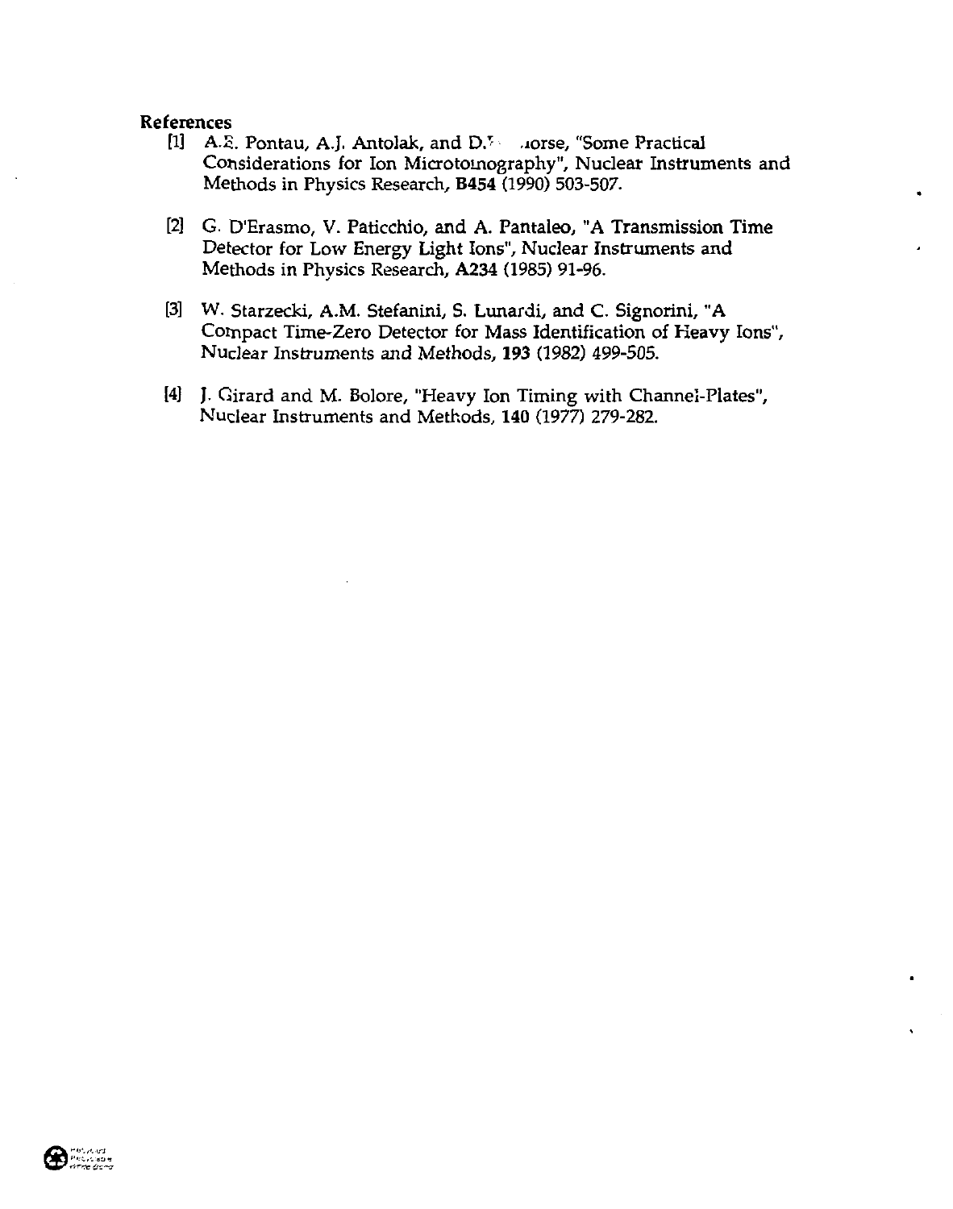**References**

[1] A.E. Pontau, A.J. Antolak, and D.H. Morse, "Some Practical Considerations for Ion Microtomography", Nuclear Instruments and Methods in Physics Research, **B454** (1990) 503-507.

[2] G. D'Erasmo, V. Paticchio, and A. Pantaleo, "A Transmission Time Detector for Low Energy Light Ions", Nuclear Instruments and Methods in Physics Research, **A234** (1985) 91-96.

[3] W. Starzecki, A.M. Stefanini, S. Lunardi, and C. Signorini, "A Compact Time-Zero Detector for Mass Identification of Heavy Ions", Nuclear Instruments and Methods, **193** (1982) 499-505.

[4] J. Girard and M. Bolore, "Heavy Ion Timing with Channel-Plates", Nuclear Instruments and Methods, **140** (1977) 279-282.